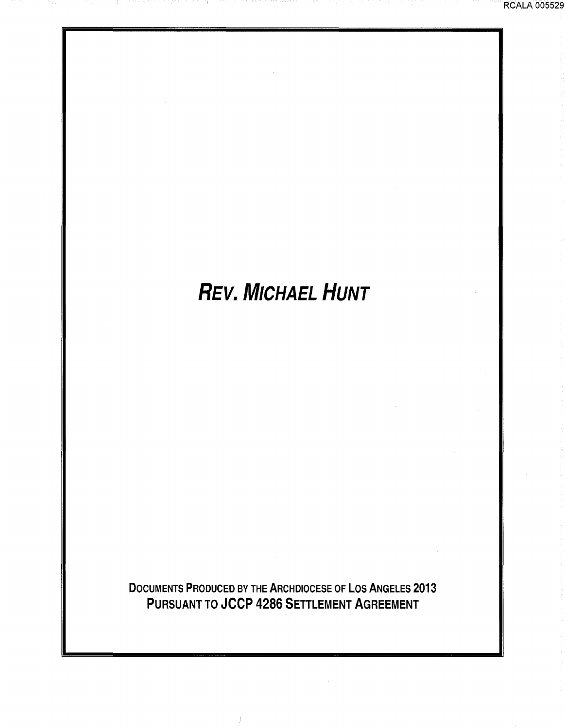# *REV. MICHAEL HUNT*

**DOCUMENTS PRODUCED BY THE ARCHDIOCESE OF LOS ANGELES 2013**
**PURSUANT TO JCCP 4286 SETTLEMENT AGREEMENT**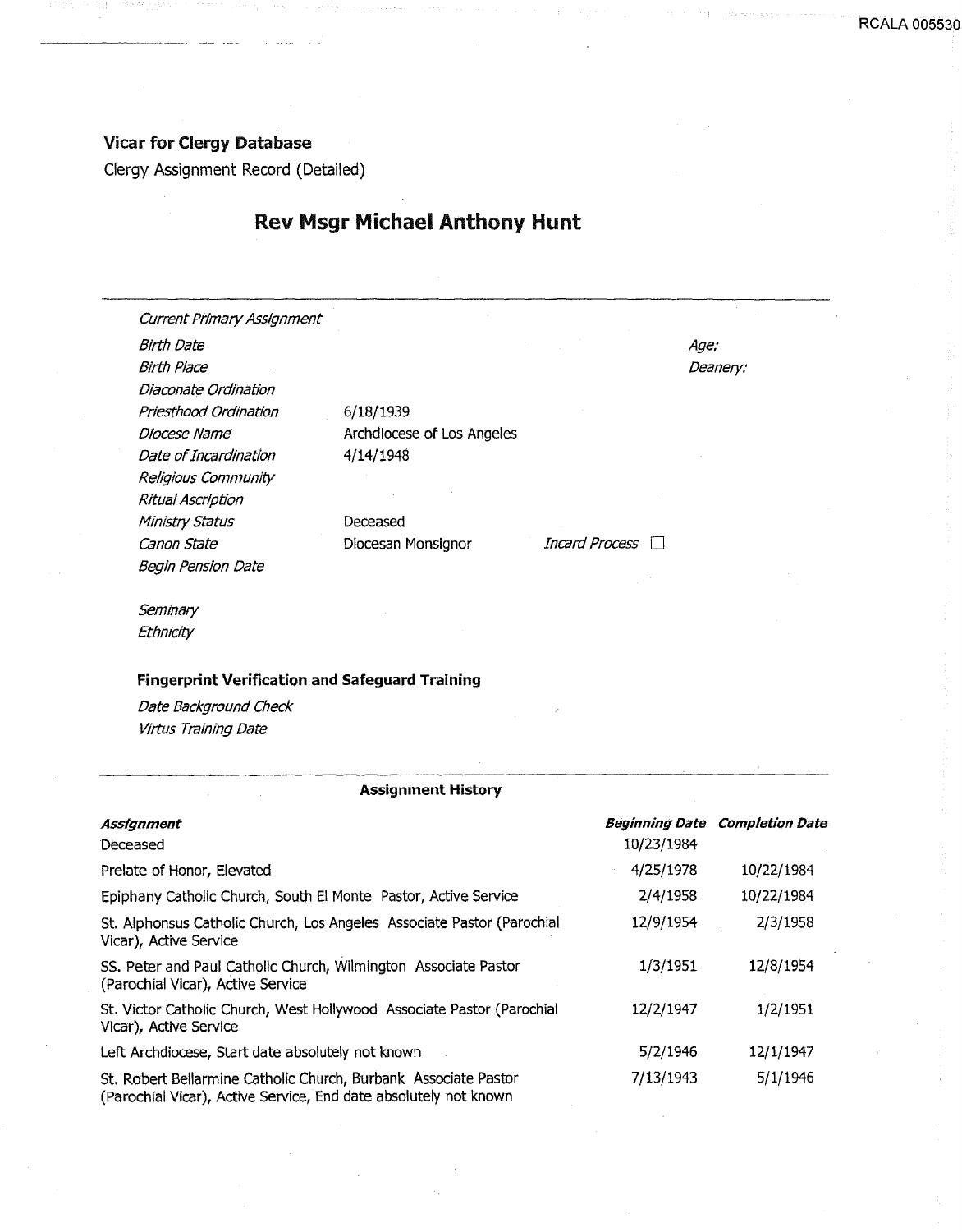**Vicar for Clergy Database**

Clergy Assignment Record (Detailed)

# Rev Msgr Michael Anthony Hunt

| | | | |
|---|---|---|---|
| *Current Primary Assignment* | | | |
| *Birth Date* | | | *Age:* |
| *Birth Place* | | | *Deanery:* |
| *Diaconate Ordination* | | | |
| *Priesthood Ordination* | 6/18/1939 | | |
| *Diocese Name* | Archdiocese of Los Angeles | | |
| *Date of Incardination* | 4/14/1948 | | |
| *Religious Community* | | | |
| *Ritual Ascription* | | | |
| *Ministry Status* | Deceased | | |
| *Canon State* | Diocesan Monsignor | *Incard Process* ☐ | |
| *Begin Pension Date* | | | |
| *Seminary* | | | |
| *Ethnicity* | | | |

**Fingerprint Verification and Safeguard Training**

*Date Background Check*

*Virtus Training Date*

**Assignment History**

| *Assignment* | *Beginning Date* | *Completion Date* |
|---|---|---|
| Deceased | 10/23/1984 | |
| Prelate of Honor, Elevated | 4/25/1978 | 10/22/1984 |
| Epiphany Catholic Church, South El Monte Pastor, Active Service | 2/4/1958 | 10/22/1984 |
| St. Alphonsus Catholic Church, Los Angeles Associate Pastor (Parochial Vicar), Active Service | 12/9/1954 | 2/3/1958 |
| SS. Peter and Paul Catholic Church, Wilmington Associate Pastor (Parochial Vicar), Active Service | 1/3/1951 | 12/8/1954 |
| St. Victor Catholic Church, West Hollywood Associate Pastor (Parochial Vicar), Active Service | 12/2/1947 | 1/2/1951 |
| Left Archdiocese, Start date absolutely not known | 5/2/1946 | 12/1/1947 |
| St. Robert Bellarmine Catholic Church, Burbank Associate Pastor (Parochial Vicar), Active Service, End date absolutely not known | 7/13/1943 | 5/1/1946 |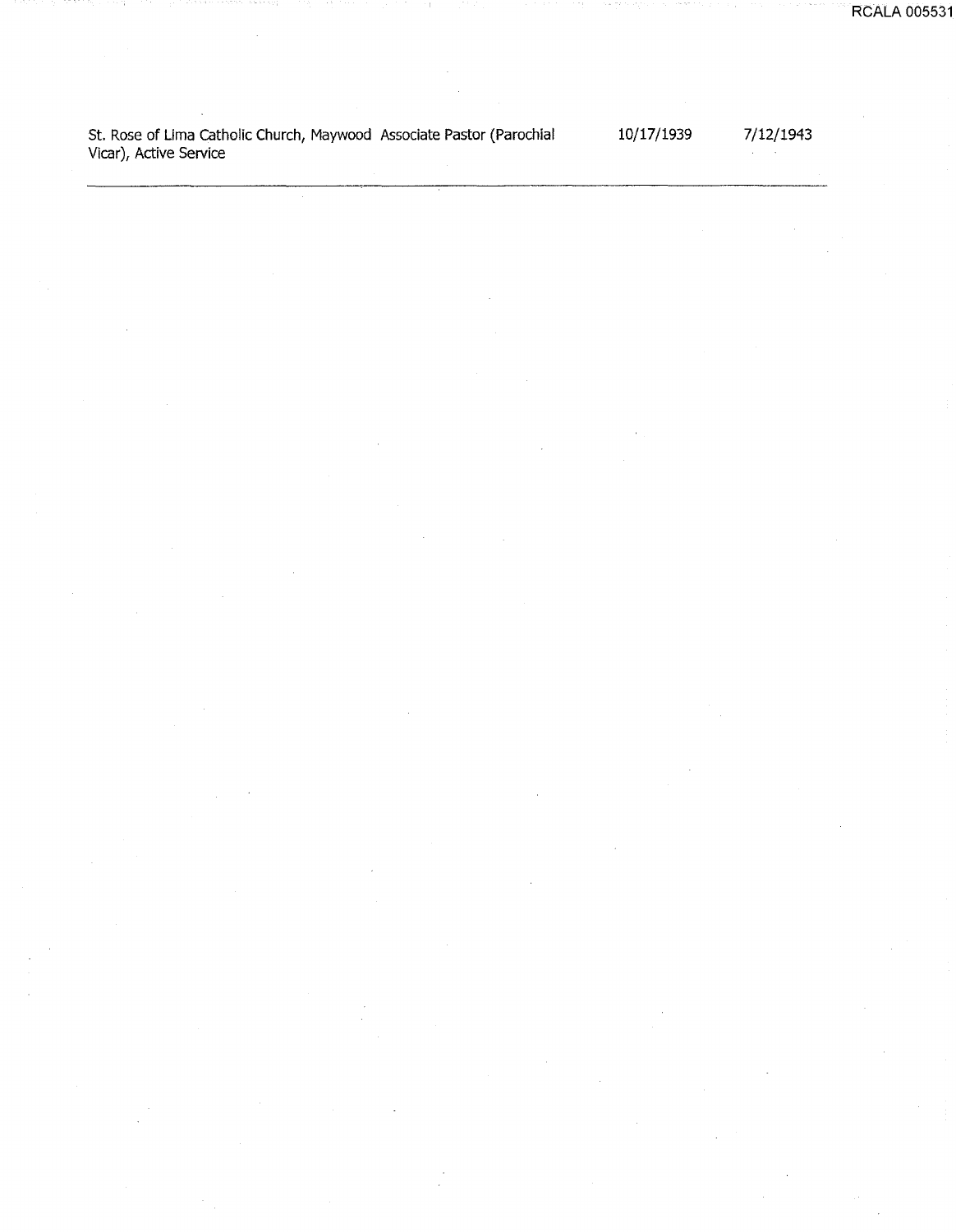| | | | |
|---|---|---|---|
| St. Rose of Lima Catholic Church, Maywood | Associate Pastor (Parochial Vicar), Active Service | 10/17/1939 | 7/12/1943 |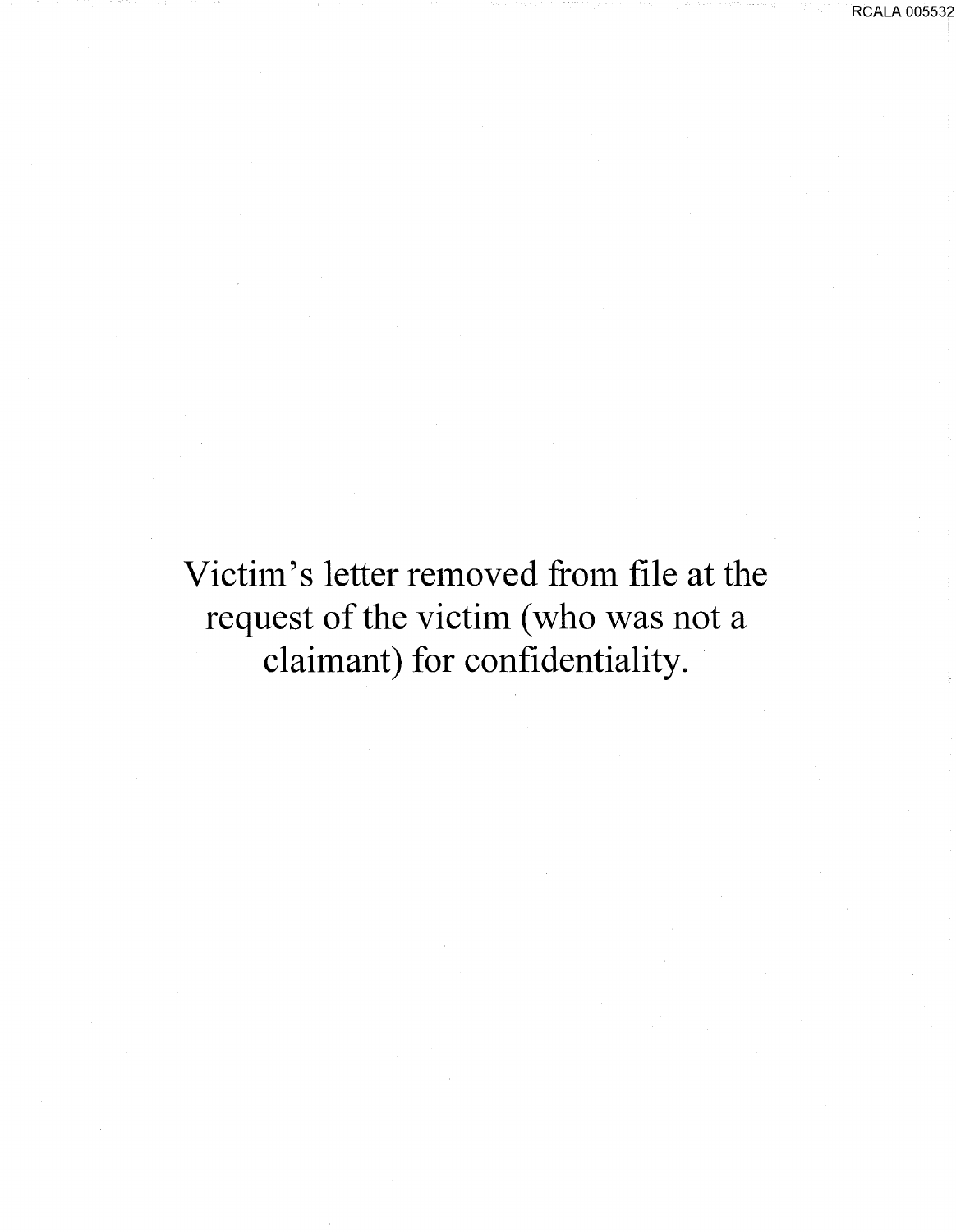Victim's letter removed from file at the request of the victim (who was not a claimant) for confidentiality.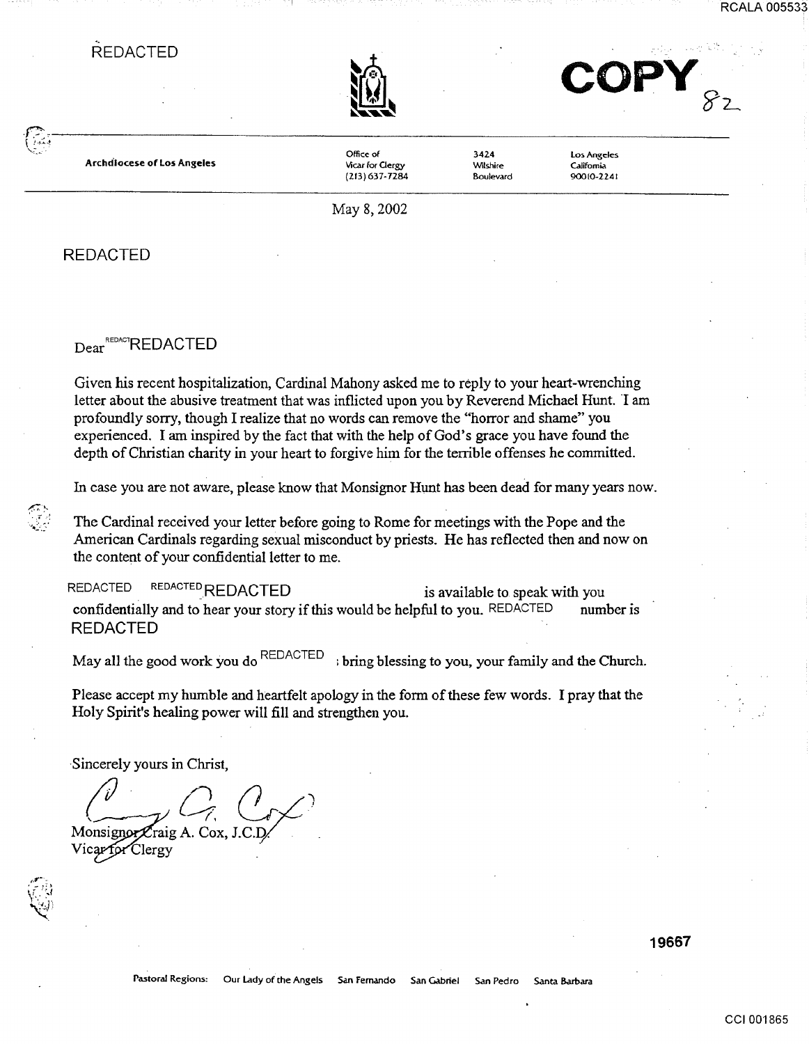REDACTED

COPY 82

**Archdiocese of Los Angeles**

Office of Vicar for Clergy
(213) 637-7284

3424 Wilshire Boulevard

Los Angeles California 90010-2241

May 8, 2002

REDACTED

Dear REDACTED REDACTED

Given his recent hospitalization, Cardinal Mahony asked me to reply to your heart-wrenching letter about the abusive treatment that was inflicted upon you by Reverend Michael Hunt. I am profoundly sorry, though I realize that no words can remove the "horror and shame" you experienced. I am inspired by the fact that with the help of God's grace you have found the depth of Christian charity in your heart to forgive him for the terrible offenses he committed.

In case you are not aware, please know that Monsignor Hunt has been dead for many years now.

The Cardinal received your letter before going to Rome for meetings with the Pope and the American Cardinals regarding sexual misconduct by priests. He has reflected then and now on the content of your confidential letter to me.

REDACTED REDACTED REDACTED is available to speak with you confidentially and to hear your story if this would be helpful to you. REDACTED number is REDACTED

May all the good work you do REDACTED ; bring blessing to you, your family and the Church.

Please accept my humble and heartfelt apology in the form of these few words. I pray that the Holy Spirit's healing power will fill and strengthen you.

Sincerely yours in Christ,

Monsignor Craig A. Cox, J.C.D.
Vicar for Clergy

19667

Pastoral Regions: Our Lady of the Angels San Fernando San Gabriel San Pedro Santa Barbara